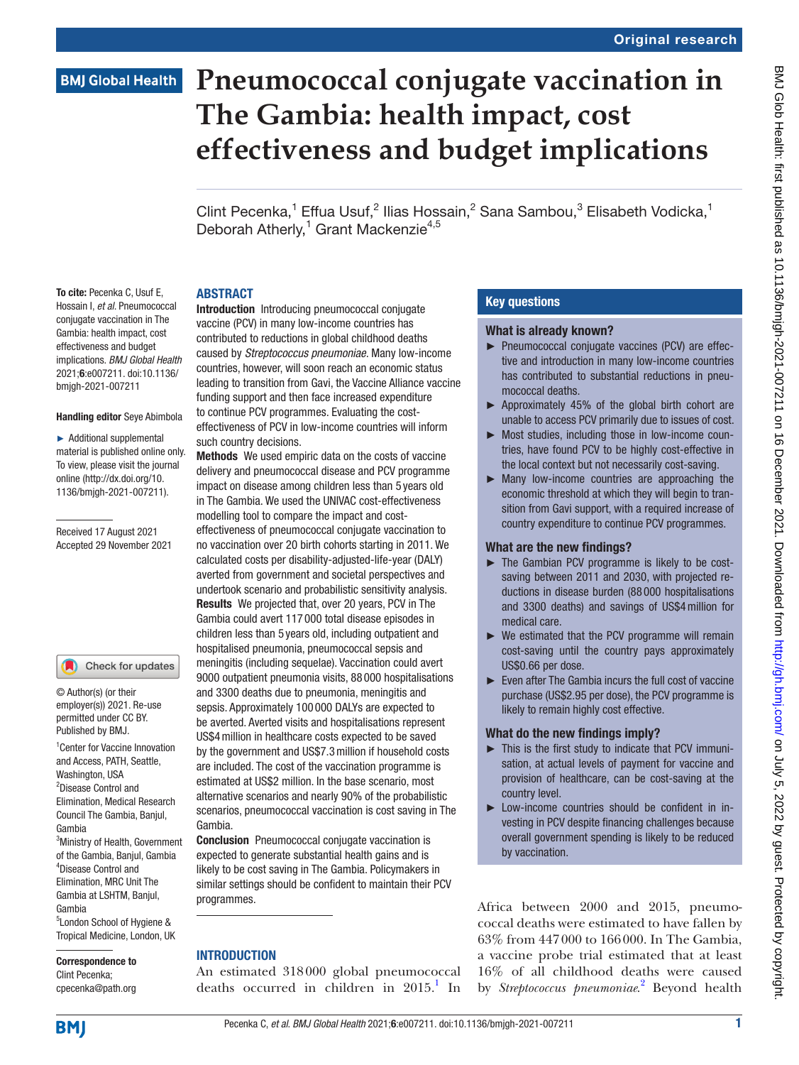Original research

# Pneumococcal conjugate vaccination in The Gambia: health impact, cost effectiveness and budget implications

Clint Pecenka,[1] Effua Usuf,[2] Ilias Hossain,[2] Sana Sambou,[3] Elisabeth Vodicka,[1] Deborah Atherly,[1] Grant Mackenzie[4,5]

**To cite:** Pecenka C, Usuf E, Hossain I, *et al*. Pneumococcal conjugate vaccination in The Gambia: health impact, cost effectiveness and budget implications. *BMJ Global Health* 2021;**6**:e007211. doi:10.1136/bmjgh-2021-007211

**Handling editor** Seye Abimbola

► Additional supplemental material is published online only. To view, please visit the journal online (http://dx.doi.org/10.1136/bmjgh-2021-007211).

Received 17 August 2021
Accepted 29 November 2021

© Author(s) (or their employer(s)) 2021. Re-use permitted under CC BY. Published by BMJ.

[1]Center for Vaccine Innovation and Access, PATH, Seattle, Washington, USA
[2]Disease Control and Elimination, Medical Research Council The Gambia, Banjul, Gambia
[3]Ministry of Health, Government of the Gambia, Banjul, Gambia
[4]Disease Control and Elimination, MRC Unit The Gambia at LSHTM, Banjul, Gambia
[5]London School of Hygiene & Tropical Medicine, London, UK

**Correspondence to**
Clint Pecenka;
cpecenka@path.org

## ABSTRACT

**Introduction** Introducing pneumococcal conjugate vaccine (PCV) in many low-income countries has contributed to reductions in global childhood deaths caused by *Streptococcus pneumoniae*. Many low-income countries, however, will soon reach an economic status leading to transition from Gavi, the Vaccine Alliance vaccine funding support and then face increased expenditure to continue PCV programmes. Evaluating the cost-effectiveness of PCV in low-income countries will inform such country decisions.

**Methods** We used empiric data on the costs of vaccine delivery and pneumococcal disease and PCV programme impact on disease among children less than 5 years old in The Gambia. We used the UNIVAC cost-effectiveness modelling tool to compare the impact and cost-effectiveness of pneumococcal conjugate vaccination to no vaccination over 20 birth cohorts starting in 2011. We calculated costs per disability-adjusted-life-year (DALY) averted from government and societal perspectives and undertook scenario and probabilistic sensitivity analysis.

**Results** We projected that, over 20 years, PCV in The Gambia could avert 117 000 total disease episodes in children less than 5 years old, including outpatient and hospitalised pneumonia, pneumococcal sepsis and meningitis (including sequelae). Vaccination could avert 9000 outpatient pneumonia visits, 88 000 hospitalisations and 3300 deaths due to pneumonia, meningitis and sepsis. Approximately 100 000 DALYs are expected to be averted. Averted visits and hospitalisations represent US$4 million in healthcare costs expected to be saved by the government and US$7.3 million if household costs are included. The cost of the vaccination programme is estimated at US$2 million. In the base scenario, most alternative scenarios and nearly 90% of the probabilistic scenarios, pneumococcal vaccination is cost saving in The Gambia.

**Conclusion** Pneumococcal conjugate vaccination is expected to generate substantial health gains and is likely to be cost saving in The Gambia. Policymakers in similar settings should be confident to maintain their PCV programmes.

## Key questions

### What is already known?

- ► Pneumococcal conjugate vaccines (PCV) are effective and introduction in many low-income countries has contributed to substantial reductions in pneumococcal deaths.
- ► Approximately 45% of the global birth cohort are unable to access PCV primarily due to issues of cost.
- ► Most studies, including those in low-income countries, have found PCV to be highly cost-effective in the local context but not necessarily cost-saving.
- ► Many low-income countries are approaching the economic threshold at which they will begin to transition from Gavi support, with a required increase of country expenditure to continue PCV programmes.

### What are the new findings?

- ► The Gambian PCV programme is likely to be cost-saving between 2011 and 2030, with projected reductions in disease burden (88 000 hospitalisations and 3300 deaths) and savings of US$4 million for medical care.
- ► We estimated that the PCV programme will remain cost-saving until the country pays approximately US$0.66 per dose.
- ► Even after The Gambia incurs the full cost of vaccine purchase (US$2.95 per dose), the PCV programme is likely to remain highly cost effective.

### What do the new findings imply?

- ► This is the first study to indicate that PCV immunisation, at actual levels of payment for vaccine and provision of healthcare, can be cost-saving at the country level.
- ► Low-income countries should be confident in investing in PCV despite financing challenges because overall government spending is likely to be reduced by vaccination.

## INTRODUCTION

An estimated 318 000 global pneumococcal deaths occurred in children in 2015.[1] In Africa between 2000 and 2015, pneumococcal deaths were estimated to have fallen by 63% from 447 000 to 166 000. In The Gambia, a vaccine probe trial estimated that at least 16% of all childhood deaths were caused by *Streptococcus pneumoniae*.[2] Beyond health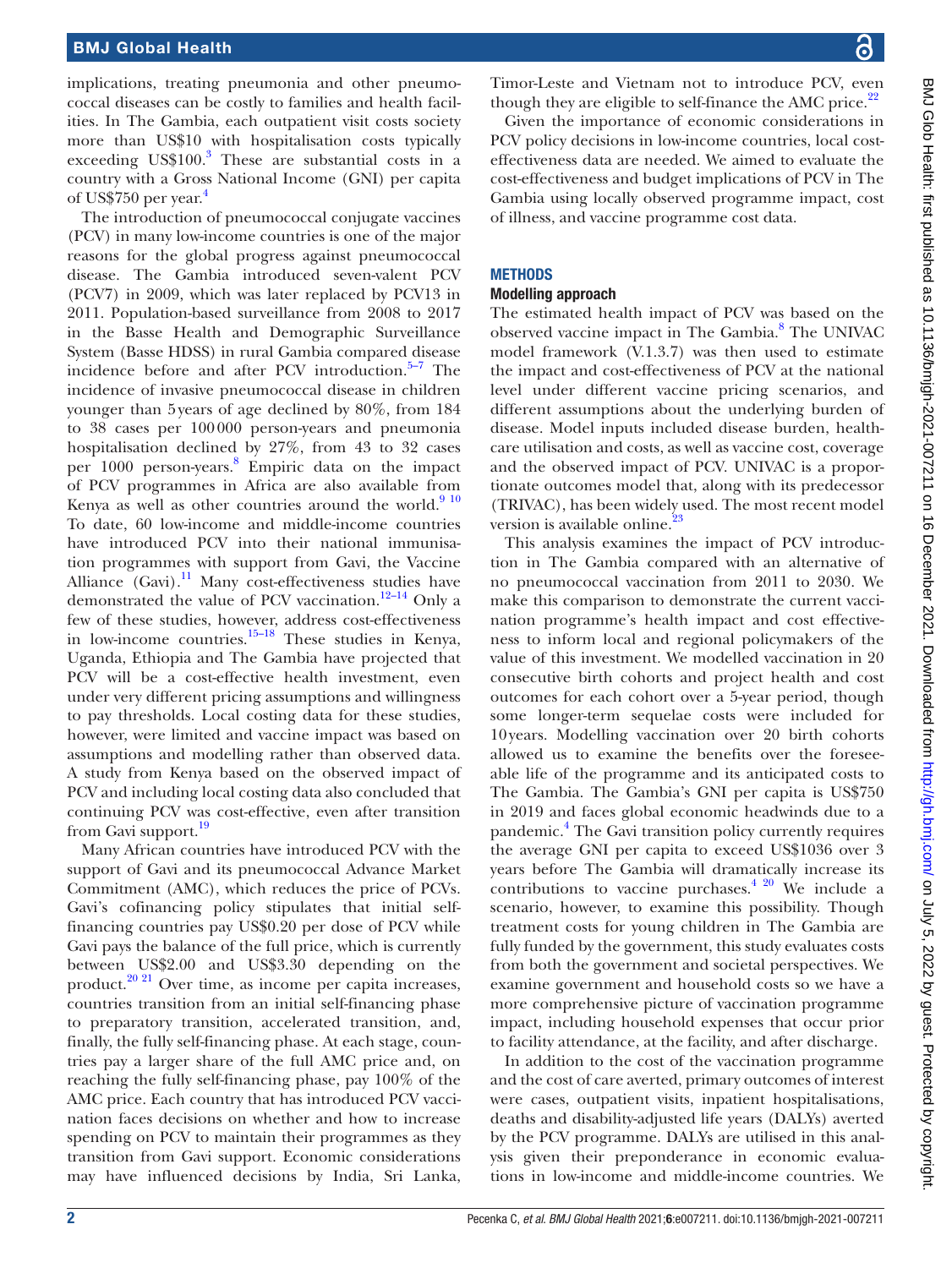implications, treating pneumonia and other pneumococcal diseases can be costly to families and health facilities. In The Gambia, each outpatient visit costs society more than US$10 with hospitalisation costs typically exceeding US$100.[3] These are substantial costs in a country with a Gross National Income (GNI) per capita of US$750 per year.[4]

The introduction of pneumococcal conjugate vaccines (PCV) in many low-income countries is one of the major reasons for the global progress against pneumococcal disease. The Gambia introduced seven-valent PCV (PCV7) in 2009, which was later replaced by PCV13 in 2011. Population-based surveillance from 2008 to 2017 in the Basse Health and Demographic Surveillance System (Basse HDSS) in rural Gambia compared disease incidence before and after PCV introduction.[5–7] The incidence of invasive pneumococcal disease in children younger than 5 years of age declined by 80%, from 184 to 38 cases per 100 000 person-years and pneumonia hospitalisation declined by 27%, from 43 to 32 cases per 1000 person-years.[8] Empiric data on the impact of PCV programmes in Africa are also available from Kenya as well as other countries around the world.[9 10] To date, 60 low-income and middle-income countries have introduced PCV into their national immunisation programmes with support from Gavi, the Vaccine Alliance (Gavi).[11] Many cost-effectiveness studies have demonstrated the value of PCV vaccination.[12–14] Only a few of these studies, however, address cost-effectiveness in low-income countries.[15–18] These studies in Kenya, Uganda, Ethiopia and The Gambia have projected that PCV will be a cost-effective health investment, even under very different pricing assumptions and willingness to pay thresholds. Local costing data for these studies, however, were limited and vaccine impact was based on assumptions and modelling rather than observed data. A study from Kenya based on the observed impact of PCV and including local costing data also concluded that continuing PCV was cost-effective, even after transition from Gavi support.[19]

Many African countries have introduced PCV with the support of Gavi and its pneumococcal Advance Market Commitment (AMC), which reduces the price of PCVs. Gavi's cofinancing policy stipulates that initial self-financing countries pay US$0.20 per dose of PCV while Gavi pays the balance of the full price, which is currently between US$2.00 and US$3.30 depending on the product.[20 21] Over time, as income per capita increases, countries transition from an initial self-financing phase to preparatory transition, accelerated transition, and, finally, the fully self-financing phase. At each stage, countries pay a larger share of the full AMC price and, on reaching the fully self-financing phase, pay 100% of the AMC price. Each country that has introduced PCV vaccination faces decisions on whether and how to increase spending on PCV to maintain their programmes as they transition from Gavi support. Economic considerations may have influenced decisions by India, Sri Lanka, Timor-Leste and Vietnam not to introduce PCV, even though they are eligible to self-finance the AMC price.[22]

Given the importance of economic considerations in PCV policy decisions in low-income countries, local cost-effectiveness data are needed. We aimed to evaluate the cost-effectiveness and budget implications of PCV in The Gambia using locally observed programme impact, cost of illness, and vaccine programme cost data.

## METHODS

### Modelling approach

The estimated health impact of PCV was based on the observed vaccine impact in The Gambia.[8] The UNIVAC model framework (V.1.3.7) was then used to estimate the impact and cost-effectiveness of PCV at the national level under different vaccine pricing scenarios, and different assumptions about the underlying burden of disease. Model inputs included disease burden, healthcare utilisation and costs, as well as vaccine cost, coverage and the observed impact of PCV. UNIVAC is a proportionate outcomes model that, along with its predecessor (TRIVAC), has been widely used. The most recent model version is available online.[23]

This analysis examines the impact of PCV introduction in The Gambia compared with an alternative of no pneumococcal vaccination from 2011 to 2030. We make this comparison to demonstrate the current vaccination programme's health impact and cost effectiveness to inform local and regional policymakers of the value of this investment. We modelled vaccination in 20 consecutive birth cohorts and project health and cost outcomes for each cohort over a 5-year period, though some longer-term sequelae costs were included for 10 years. Modelling vaccination over 20 birth cohorts allowed us to examine the benefits over the foreseeable life of the programme and its anticipated costs to The Gambia. The Gambia's GNI per capita is US$750 in 2019 and faces global economic headwinds due to a pandemic.[4] The Gavi transition policy currently requires the average GNI per capita to exceed US$1036 over 3 years before The Gambia will dramatically increase its contributions to vaccine purchases.[4 20] We include a scenario, however, to examine this possibility. Though treatment costs for young children in The Gambia are fully funded by the government, this study evaluates costs from both the government and societal perspectives. We examine government and household costs so we have a more comprehensive picture of vaccination programme impact, including household expenses that occur prior to facility attendance, at the facility, and after discharge.

In addition to the cost of the vaccination programme and the cost of care averted, primary outcomes of interest were cases, outpatient visits, inpatient hospitalisations, deaths and disability-adjusted life years (DALYs) averted by the PCV programme. DALYs are utilised in this analysis given their preponderance in economic evaluations in low-income and middle-income countries. We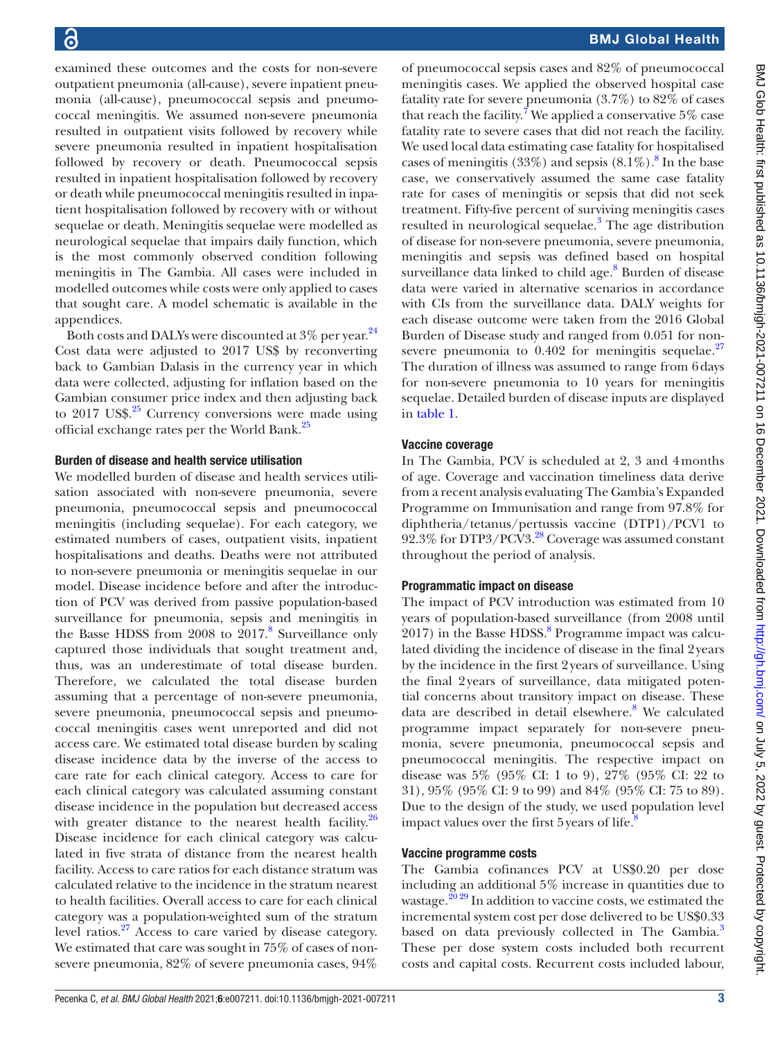examined these outcomes and the costs for non-severe outpatient pneumonia (all-cause), severe inpatient pneumonia (all-cause), pneumococcal sepsis and pneumococcal meningitis. We assumed non-severe pneumonia resulted in outpatient visits followed by recovery while severe pneumonia resulted in inpatient hospitalisation followed by recovery or death. Pneumococcal sepsis resulted in inpatient hospitalisation followed by recovery or death while pneumococcal meningitis resulted in inpatient hospitalisation followed by recovery with or without sequelae or death. Meningitis sequelae were modelled as neurological sequelae that impairs daily function, which is the most commonly observed condition following meningitis in The Gambia. All cases were included in modelled outcomes while costs were only applied to cases that sought care. A model schematic is available in the appendices.

Both costs and DALYs were discounted at 3% per year.[24] Cost data were adjusted to 2017 US$ by reconverting back to Gambian Dalasis in the currency year in which data were collected, adjusting for inflation based on the Gambian consumer price index and then adjusting back to 2017 US$.[25] Currency conversions were made using official exchange rates per the World Bank.[25]

### Burden of disease and health service utilisation

We modelled burden of disease and health services utilisation associated with non-severe pneumonia, severe pneumonia, pneumococcal sepsis and pneumococcal meningitis (including sequelae). For each category, we estimated numbers of cases, outpatient visits, inpatient hospitalisations and deaths. Deaths were not attributed to non-severe pneumonia or meningitis sequelae in our model. Disease incidence before and after the introduction of PCV was derived from passive population-based surveillance for pneumonia, sepsis and meningitis in the Basse HDSS from 2008 to 2017.[8] Surveillance only captured those individuals that sought treatment and, thus, was an underestimate of total disease burden. Therefore, we calculated the total disease burden assuming that a percentage of non-severe pneumonia, severe pneumonia, pneumococcal sepsis and pneumococcal meningitis cases went unreported and did not access care. We estimated total disease burden by scaling disease incidence data by the inverse of the access to care rate for each clinical category. Access to care for each clinical category was calculated assuming constant disease incidence in the population but decreased access with greater distance to the nearest health facility.[26] Disease incidence for each clinical category was calculated in five strata of distance from the nearest health facility. Access to care ratios for each distance stratum was calculated relative to the incidence in the stratum nearest to health facilities. Overall access to care for each clinical category was a population-weighted sum of the stratum level ratios.[27] Access to care varied by disease category. We estimated that care was sought in 75% of cases of non-severe pneumonia, 82% of severe pneumonia cases, 94% of pneumococcal sepsis cases and 82% of pneumococcal meningitis cases. We applied the observed hospital case fatality rate for severe pneumonia (3.7%) to 82% of cases that reach the facility.[7] We applied a conservative 5% case fatality rate to severe cases that did not reach the facility. We used local data estimating case fatality for hospitalised cases of meningitis (33%) and sepsis (8.1%).[8] In the base case, we conservatively assumed the same case fatality rate for cases of meningitis or sepsis that did not seek treatment. Fifty-five percent of surviving meningitis cases resulted in neurological sequelae.[3] The age distribution of disease for non-severe pneumonia, severe pneumonia, meningitis and sepsis was defined based on hospital surveillance data linked to child age.[8] Burden of disease data were varied in alternative scenarios in accordance with CIs from the surveillance data. DALY weights for each disease outcome were taken from the 2016 Global Burden of Disease study and ranged from 0.051 for non-severe pneumonia to 0.402 for meningitis sequelae.[27] The duration of illness was assumed to range from 6 days for non-severe pneumonia to 10 years for meningitis sequelae. Detailed burden of disease inputs are displayed in table 1.

### Vaccine coverage

In The Gambia, PCV is scheduled at 2, 3 and 4 months of age. Coverage and vaccination timeliness data derive from a recent analysis evaluating The Gambia's Expanded Programme on Immunisation and range from 97.8% for diphtheria/tetanus/pertussis vaccine (DTP1)/PCV1 to 92.3% for DTP3/PCV3.[28] Coverage was assumed constant throughout the period of analysis.

### Programmatic impact on disease

The impact of PCV introduction was estimated from 10 years of population-based surveillance (from 2008 until 2017) in the Basse HDSS.[8] Programme impact was calculated dividing the incidence of disease in the final 2 years by the incidence in the first 2 years of surveillance. Using the final 2 years of surveillance, data mitigated potential concerns about transitory impact on disease. These data are described in detail elsewhere.[8] We calculated programme impact separately for non-severe pneumonia, severe pneumonia, pneumococcal sepsis and pneumococcal meningitis. The respective impact on disease was 5% (95% CI: 1 to 9), 27% (95% CI: 22 to 31), 95% (95% CI: 9 to 99) and 84% (95% CI: 75 to 89). Due to the design of the study, we used population level impact values over the first 5 years of life.[8]

### Vaccine programme costs

The Gambia cofinances PCV at US$0.20 per dose including an additional 5% increase in quantities due to wastage.[20,29] In addition to vaccine costs, we estimated the incremental system cost per dose delivered to be US$0.33 based on data previously collected in The Gambia.[3] These per dose system costs included both recurrent costs and capital costs. Recurrent costs included labour,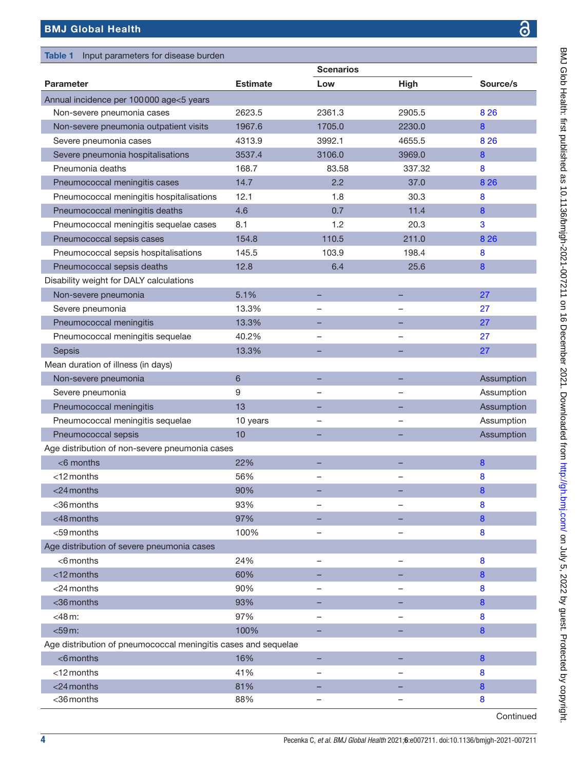**Table 1** Input parameters for disease burden

| Parameter | Estimate | Scenarios | | Source/s |
|---|---|---|---|---|
| | | Low | High | |
| Annual incidence per 100 000 age<5 years | | | | |
| Non-severe pneumonia cases | 2623.5 | 2361.3 | 2905.5 | 8 26 |
| Non-severe pneumonia outpatient visits | 1967.6 | 1705.0 | 2230.0 | 8 |
| Severe pneumonia cases | 4313.9 | 3992.1 | 4655.5 | 8 26 |
| Severe pneumonia hospitalisations | 3537.4 | 3106.0 | 3969.0 | 8 |
| Pneumonia deaths | 168.7 | 83.58 | 337.32 | 8 |
| Pneumococcal meningitis cases | 14.7 | 2.2 | 37.0 | 8 26 |
| Pneumococcal meningitis hospitalisations | 12.1 | 1.8 | 30.3 | 8 |
| Pneumococcal meningitis deaths | 4.6 | 0.7 | 11.4 | 8 |
| Pneumococcal meningitis sequelae cases | 8.1 | 1.2 | 20.3 | 3 |
| Pneumococcal sepsis cases | 154.8 | 110.5 | 211.0 | 8 26 |
| Pneumococcal sepsis hospitalisations | 145.5 | 103.9 | 198.4 | 8 |
| Pneumococcal sepsis deaths | 12.8 | 6.4 | 25.6 | 8 |
| Disability weight for DALY calculations | | | | |
| Non-severe pneumonia | 5.1% | – | – | 27 |
| Severe pneumonia | 13.3% | – | – | 27 |
| Pneumococcal meningitis | 13.3% | – | – | 27 |
| Pneumococcal meningitis sequelae | 40.2% | – | – | 27 |
| Sepsis | 13.3% | – | – | 27 |
| Mean duration of illness (in days) | | | | |
| Non-severe pneumonia | 6 | – | – | Assumption |
| Severe pneumonia | 9 | – | – | Assumption |
| Pneumococcal meningitis | 13 | – | – | Assumption |
| Pneumococcal meningitis sequelae | 10 years | – | – | Assumption |
| Pneumococcal sepsis | 10 | – | – | Assumption |
| Age distribution of non-severe pneumonia cases | | | | |
| <6 months | 22% | – | – | 8 |
| <12 months | 56% | – | – | 8 |
| <24 months | 90% | – | – | 8 |
| <36 months | 93% | – | – | 8 |
| <48 months | 97% | – | – | 8 |
| <59 months | 100% | – | – | 8 |
| Age distribution of severe pneumonia cases | | | | |
| <6 months | 24% | – | – | 8 |
| <12 months | 60% | – | – | 8 |
| <24 months | 90% | – | – | 8 |
| <36 months | 93% | – | – | 8 |
| <48 m: | 97% | – | – | 8 |
| <59 m: | 100% | – | – | 8 |
| Age distribution of pneumococcal meningitis cases and sequelae | | | | |
| <6 months | 16% | – | – | 8 |
| <12 months | 41% | – | – | 8 |
| <24 months | 81% | – | – | 8 |
| <36 months | 88% | – | – | 8 |

Continued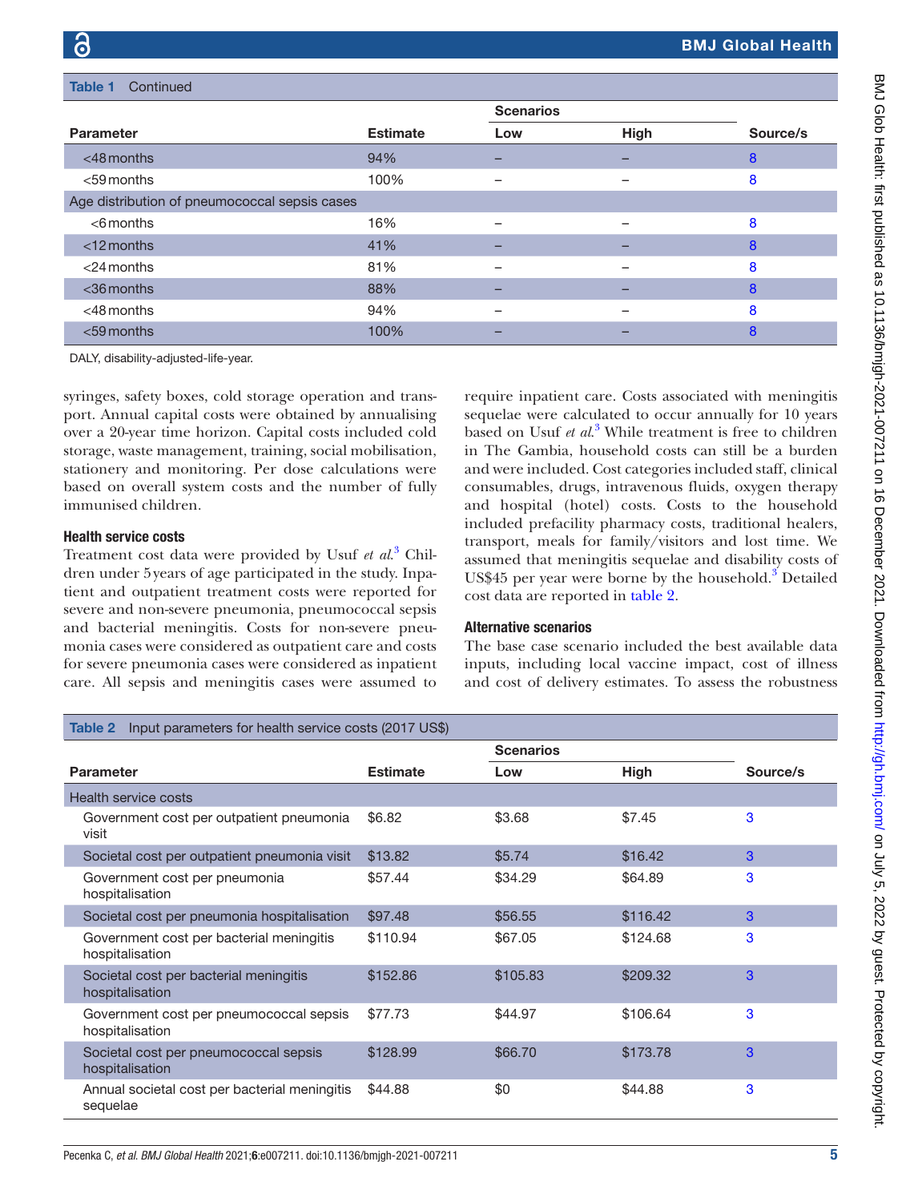**Table 1** Continued

| Parameter | Estimate | Scenarios | | Source/s |
|---|---|---|---|---|
| | | Low | High | |
| <48 months | 94% | – | – | 8 |
| <59 months | 100% | – | – | 8 |
| Age distribution of pneumococcal sepsis cases | | | | |
| <6 months | 16% | – | – | 8 |
| <12 months | 41% | – | – | 8 |
| <24 months | 81% | – | – | 8 |
| <36 months | 88% | – | – | 8 |
| <48 months | 94% | – | – | 8 |
| <59 months | 100% | – | – | 8 |

DALY, disability-adjusted-life-year.

syringes, safety boxes, cold storage operation and transport. Annual capital costs were obtained by annualising over a 20-year time horizon. Capital costs included cold storage, waste management, training, social mobilisation, stationery and monitoring. Per dose calculations were based on overall system costs and the number of fully immunised children.

### Health service costs

Treatment cost data were provided by Usuf *et al*.[3] Children under 5 years of age participated in the study. Inpatient and outpatient treatment costs were reported for severe and non-severe pneumonia, pneumococcal sepsis and bacterial meningitis. Costs for non-severe pneumonia cases were considered as outpatient care and costs for severe pneumonia cases were considered as inpatient care. All sepsis and meningitis cases were assumed to require inpatient care. Costs associated with meningitis sequelae were calculated to occur annually for 10 years based on Usuf *et al*.[3] While treatment is free to children in The Gambia, household costs can still be a burden and were included. Cost categories included staff, clinical consumables, drugs, intravenous fluids, oxygen therapy and hospital (hotel) costs. Costs to the household included prefacility pharmacy costs, traditional healers, transport, meals for family/visitors and lost time. We assumed that meningitis sequelae and disability costs of US$45 per year were borne by the household.[3] Detailed cost data are reported in table 2.

### Alternative scenarios

The base case scenario included the best available data inputs, including local vaccine impact, cost of illness and cost of delivery estimates. To assess the robustness

**Table 2** Input parameters for health service costs (2017 US$)

| Parameter | Estimate | Scenarios | | Source/s |
|---|---|---|---|---|
| | | Low | High | |
| Health service costs | | | | |
| Government cost per outpatient pneumonia visit | $6.82 | $3.68 | $7.45 | 3 |
| Societal cost per outpatient pneumonia visit | $13.82 | $5.74 | $16.42 | 3 |
| Government cost per pneumonia hospitalisation | $57.44 | $34.29 | $64.89 | 3 |
| Societal cost per pneumonia hospitalisation | $97.48 | $56.55 | $116.42 | 3 |
| Government cost per bacterial meningitis hospitalisation | $110.94 | $67.05 | $124.68 | 3 |
| Societal cost per bacterial meningitis hospitalisation | $152.86 | $105.83 | $209.32 | 3 |
| Government cost per pneumococcal sepsis hospitalisation | $77.73 | $44.97 | $106.64 | 3 |
| Societal cost per pneumococcal sepsis hospitalisation | $128.99 | $66.70 | $173.78 | 3 |
| Annual societal cost per bacterial meningitis sequelae | $44.88 | $0 | $44.88 | 3 |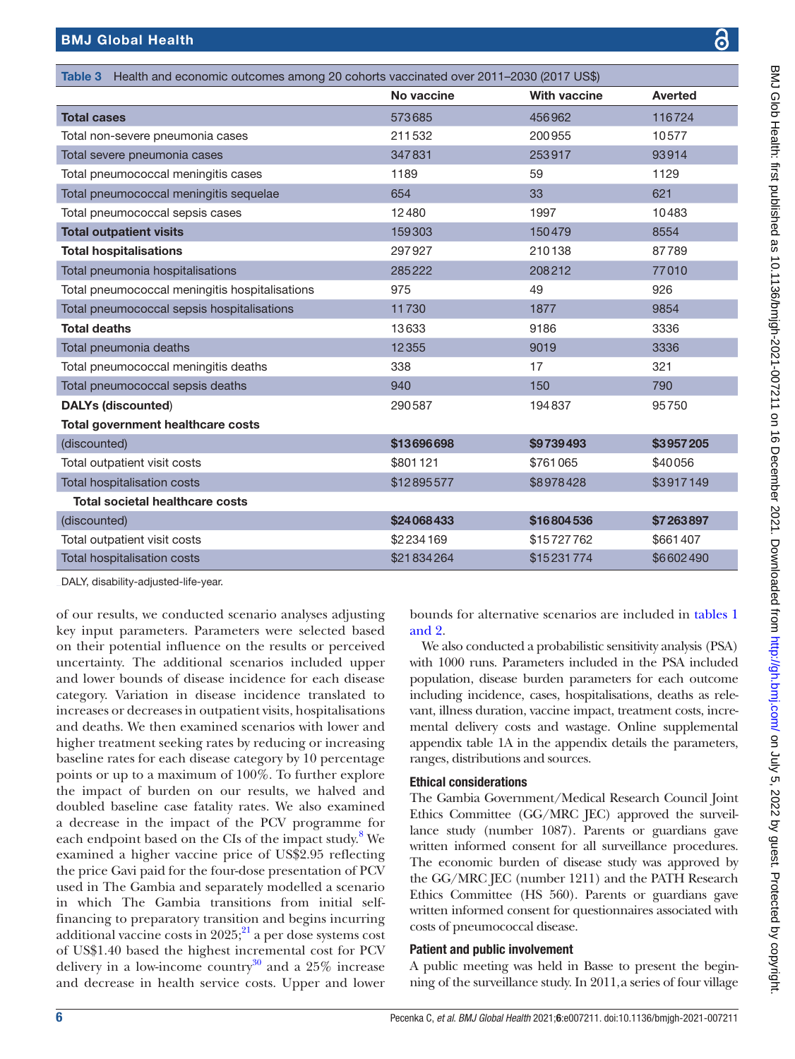**Table 3** Health and economic outcomes among 20 cohorts vaccinated over 2011–2030 (2017 US$)

| | No vaccine | With vaccine | Averted |
|---|---|---|---|
| **Total cases** | 573 685 | 456 962 | 116 724 |
| Total non-severe pneumonia cases | 211 532 | 200 955 | 10 577 |
| Total severe pneumonia cases | 347 831 | 253 917 | 93 914 |
| Total pneumococcal meningitis cases | 1189 | 59 | 1129 |
| Total pneumococcal meningitis sequelae | 654 | 33 | 621 |
| Total pneumococcal sepsis cases | 12 480 | 1997 | 10 483 |
| **Total outpatient visits** | 159 303 | 150 479 | 8554 |
| **Total hospitalisations** | 297 927 | 210 138 | 87 789 |
| Total pneumonia hospitalisations | 285 222 | 208 212 | 77 010 |
| Total pneumococcal meningitis hospitalisations | 975 | 49 | 926 |
| Total pneumococcal sepsis hospitalisations | 11 730 | 1877 | 9854 |
| **Total deaths** | 13 633 | 9186 | 3336 |
| Total pneumonia deaths | 12 355 | 9019 | 3336 |
| Total pneumococcal meningitis deaths | 338 | 17 | 321 |
| Total pneumococcal sepsis deaths | 940 | 150 | 790 |
| **DALYs (discounted)** | 290 587 | 194 837 | 95 750 |
| **Total government healthcare costs** (discounted) | **$13 696 698** | **$9 739 493** | **$3 957 205** |
| Total outpatient visit costs | $801 121 | $761 065 | $40 056 |
| Total hospitalisation costs | $12 895 577 | $8 978 428 | $3 917 149 |
| **Total societal healthcare costs** (discounted) | **$24 068 433** | **$16 804 536** | **$7 263 897** |
| Total outpatient visit costs | $2 234 169 | $15 727 762 | $661 407 |
| Total hospitalisation costs | $21 834 264 | $15 231 774 | $6 602 490 |

DALY, disability-adjusted-life-year.

of our results, we conducted scenario analyses adjusting key input parameters. Parameters were selected based on their potential influence on the results or perceived uncertainty. The additional scenarios included upper and lower bounds of disease incidence for each disease category. Variation in disease incidence translated to increases or decreases in outpatient visits, hospitalisations and deaths. We then examined scenarios with lower and higher treatment seeking rates by reducing or increasing baseline rates for each disease category by 10 percentage points or up to a maximum of 100%. To further explore the impact of burden on our results, we halved and doubled baseline case fatality rates. We also examined a decrease in the impact of the PCV programme for each endpoint based on the CIs of the impact study.[8] We examined a higher vaccine price of US$2.95 reflecting the price Gavi paid for the four-dose presentation of PCV used in The Gambia and separately modelled a scenario in which The Gambia transitions from initial self-financing to preparatory transition and begins incurring additional vaccine costs in 2025;[21] a per dose systems cost of US$1.40 based the highest incremental cost for PCV delivery in a low-income country[30] and a 25% increase and decrease in health service costs. Upper and lower bounds for alternative scenarios are included in tables 1 and 2.

We also conducted a probabilistic sensitivity analysis (PSA) with 1000 runs. Parameters included in the PSA included population, disease burden parameters for each outcome including incidence, cases, hospitalisations, deaths as relevant, illness duration, vaccine impact, treatment costs, incremental delivery costs and wastage. Online supplemental appendix table 1A in the appendix details the parameters, ranges, distributions and sources.

### Ethical considerations

The Gambia Government/Medical Research Council Joint Ethics Committee (GG/MRC JEC) approved the surveillance study (number 1087). Parents or guardians gave written informed consent for all surveillance procedures. The economic burden of disease study was approved by the GG/MRC JEC (number 1211) and the PATH Research Ethics Committee (HS 560). Parents or guardians gave written informed consent for questionnaires associated with costs of pneumococcal disease.

### Patient and public involvement

A public meeting was held in Basse to present the beginning of the surveillance study. In 2011, a series of four village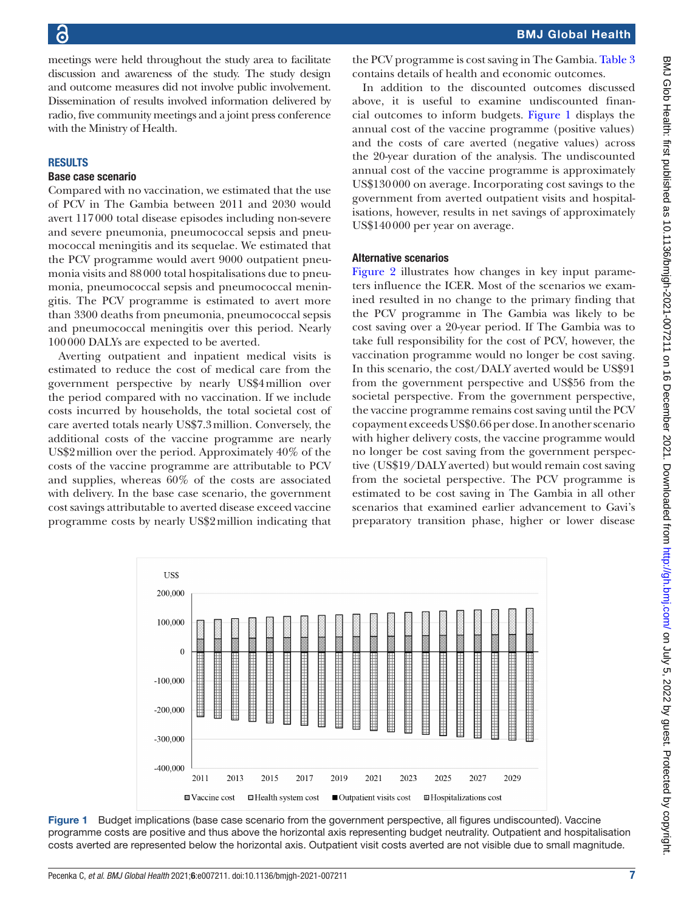meetings were held throughout the study area to facilitate discussion and awareness of the study. The study design and outcome measures did not involve public involvement. Dissemination of results involved information delivered by radio, five community meetings and a joint press conference with the Ministry of Health.

## RESULTS

### Base case scenario

Compared with no vaccination, we estimated that the use of PCV in The Gambia between 2011 and 2030 would avert 117 000 total disease episodes including non-severe and severe pneumonia, pneumococcal sepsis and pneumococcal meningitis and its sequelae. We estimated that the PCV programme would avert 9000 outpatient pneumonia visits and 88 000 total hospitalisations due to pneumonia, pneumococcal sepsis and pneumococcal meningitis. The PCV programme is estimated to avert more than 3300 deaths from pneumonia, pneumococcal sepsis and pneumococcal meningitis over this period. Nearly 100 000 DALYs are expected to be averted.

Averting outpatient and inpatient medical visits is estimated to reduce the cost of medical care from the government perspective by nearly US$4 million over the period compared with no vaccination. If we include costs incurred by households, the total societal cost of care averted totals nearly US$7.3 million. Conversely, the additional costs of the vaccine programme are nearly US$2 million over the period. Approximately 40% of the costs of the vaccine programme are attributable to PCV and supplies, whereas 60% of the costs are associated with delivery. In the base case scenario, the government cost savings attributable to averted disease exceed vaccine programme costs by nearly US$2 million indicating that the PCV programme is cost saving in The Gambia. Table 3 contains details of health and economic outcomes.

In addition to the discounted outcomes discussed above, it is useful to examine undiscounted financial outcomes to inform budgets. Figure 1 displays the annual cost of the vaccine programme (positive values) and the costs of care averted (negative values) across the 20-year duration of the analysis. The undiscounted annual cost of the vaccine programme is approximately US$130 000 on average. Incorporating cost savings to the government from averted outpatient visits and hospitalisations, however, results in net savings of approximately US$140 000 per year on average.

### Alternative scenarios

Figure 2 illustrates how changes in key input parameters influence the ICER. Most of the scenarios we examined resulted in no change to the primary finding that the PCV programme in The Gambia was likely to be cost saving over a 20-year period. If The Gambia was to take full responsibility for the cost of PCV, however, the vaccination programme would no longer be cost saving. In this scenario, the cost/DALY averted would be US$91 from the government perspective and US$56 from the societal perspective. From the government perspective, the vaccine programme remains cost saving until the PCV copayment exceeds US$0.66 per dose. In another scenario with higher delivery costs, the vaccine programme would no longer be cost saving from the government perspective (US$19/DALY averted) but would remain cost saving from the societal perspective. The PCV programme is estimated to be cost saving in The Gambia in all other scenarios that examined earlier advancement to Gavi's preparatory transition phase, higher or lower disease

**Figure 1** Budget implications (base case scenario from the government perspective, all figures undiscounted). Vaccine programme costs are positive and thus above the horizontal axis representing budget neutrality. Outpatient and hospitalisation costs averted are represented below the horizontal axis. Outpatient visit costs averted are not visible due to small magnitude.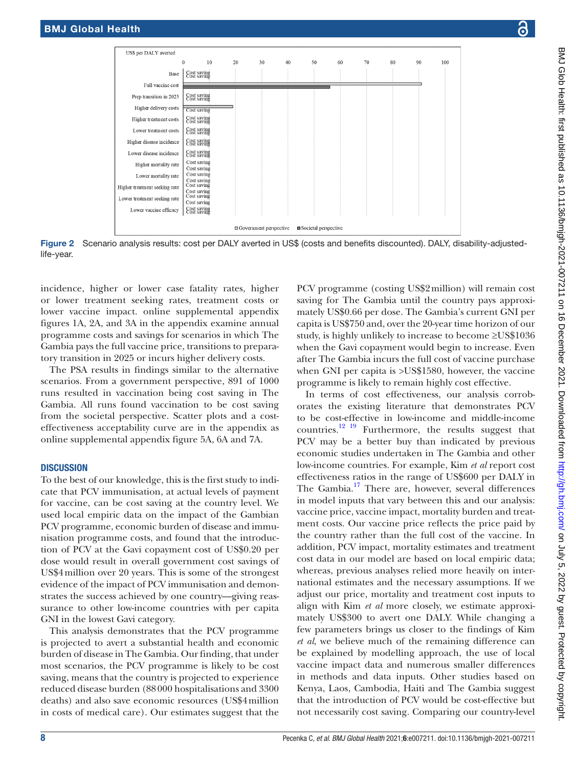Figure 2 Scenario analysis results: cost per DALY averted in US$ (costs and benefits discounted). DALY, disability-adjusted-life-year.

incidence, higher or lower case fatality rates, higher or lower treatment seeking rates, treatment costs or lower vaccine impact. online supplemental appendix figures 1A, 2A, and 3A in the appendix examine annual programme costs and savings for scenarios in which The Gambia pays the full vaccine price, transitions to preparatory transition in 2025 or incurs higher delivery costs.

The PSA results in findings similar to the alternative scenarios. From a government perspective, 891 of 1000 runs resulted in vaccination being cost saving in The Gambia. All runs found vaccination to be cost saving from the societal perspective. Scatter plots and a cost-effectiveness acceptability curve are in the appendix as online supplemental appendix figure 5A, 6A and 7A.

## DISCUSSION

To the best of our knowledge, this is the first study to indicate that PCV immunisation, at actual levels of payment for vaccine, can be cost saving at the country level. We used local empiric data on the impact of the Gambian PCV programme, economic burden of disease and immunisation programme costs, and found that the introduction of PCV at the Gavi copayment cost of US$0.20 per dose would result in overall government cost savings of US$4 million over 20 years. This is some of the strongest evidence of the impact of PCV immunisation and demonstrates the success achieved by one country—giving reassurance to other low-income countries with per capita GNI in the lowest Gavi category.

This analysis demonstrates that the PCV programme is projected to avert a substantial health and economic burden of disease in The Gambia. Our finding, that under most scenarios, the PCV programme is likely to be cost saving, means that the country is projected to experience reduced disease burden (88 000 hospitalisations and 3300 deaths) and also save economic resources (US$4 million in costs of medical care). Our estimates suggest that the PCV programme (costing US$2 million) will remain cost saving for The Gambia until the country pays approximately US$0.66 per dose. The Gambia's current GNI per capita is US$750 and, over the 20-year time horizon of our study, is highly unlikely to increase to become ≥US$1036 when the Gavi copayment would begin to increase. Even after The Gambia incurs the full cost of vaccine purchase when GNI per capita is >US$1580, however, the vaccine programme is likely to remain highly cost effective.

In terms of cost effectiveness, our analysis corroborates the existing literature that demonstrates PCV to be cost-effective in low-income and middle-income countries.[12 19] Furthermore, the results suggest that PCV may be a better buy than indicated by previous economic studies undertaken in The Gambia and other low-income countries. For example, Kim *et al* report cost effectiveness ratios in the range of US$600 per DALY in The Gambia.[17] There are, however, several differences in model inputs that vary between this and our analysis: vaccine price, vaccine impact, mortality burden and treatment costs. Our vaccine price reflects the price paid by the country rather than the full cost of the vaccine. In addition, PCV impact, mortality estimates and treatment cost data in our model are based on local empiric data; whereas, previous analyses relied more heavily on international estimates and the necessary assumptions. If we adjust our price, mortality and treatment cost inputs to align with Kim *et al* more closely, we estimate approximately US$300 to avert one DALY. While changing a few parameters brings us closer to the findings of Kim *et al*, we believe much of the remaining difference can be explained by modelling approach, the use of local vaccine impact data and numerous smaller differences in methods and data inputs. Other studies based on Kenya, Laos, Cambodia, Haiti and The Gambia suggest that the introduction of PCV would be cost-effective but not necessarily cost saving. Comparing our country-level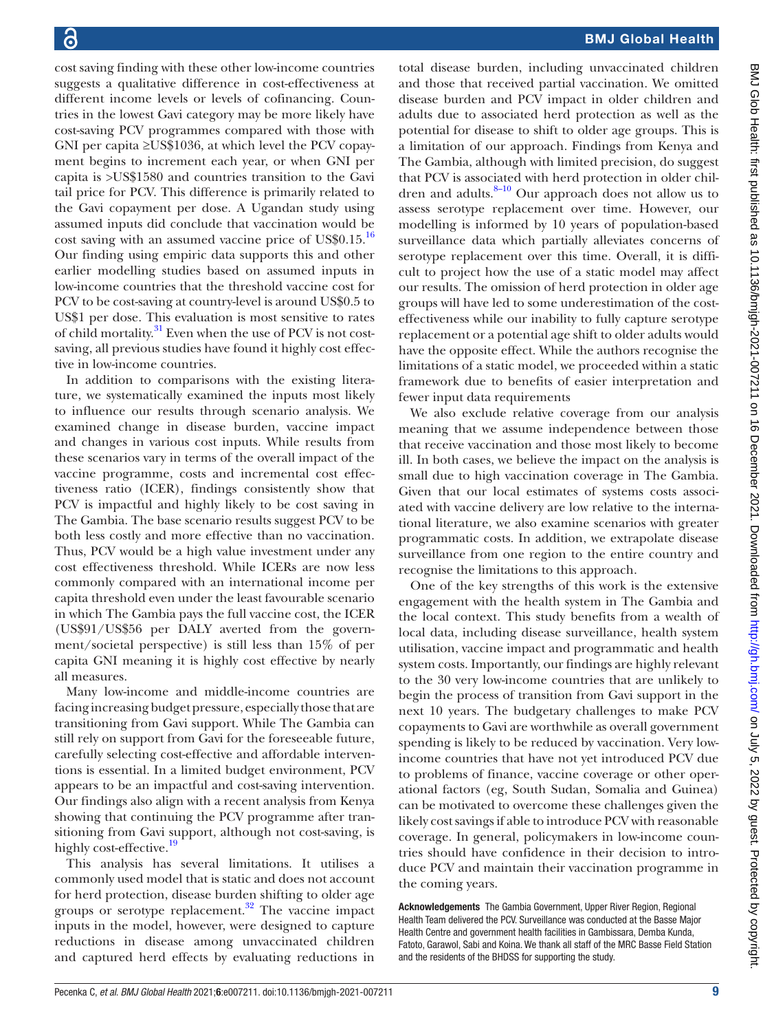cost saving finding with these other low-income countries suggests a qualitative difference in cost-effectiveness at different income levels or levels of cofinancing. Countries in the lowest Gavi category may be more likely have cost-saving PCV programmes compared with those with GNI per capita ≥US$1036, at which level the PCV copayment begins to increment each year, or when GNI per capita is >US$1580 and countries transition to the Gavi tail price for PCV. This difference is primarily related to the Gavi copayment per dose. A Ugandan study using assumed inputs did conclude that vaccination would be cost saving with an assumed vaccine price of US$0.15.[16] Our finding using empiric data supports this and other earlier modelling studies based on assumed inputs in low-income countries that the threshold vaccine cost for PCV to be cost-saving at country-level is around US$0.5 to US$1 per dose. This evaluation is most sensitive to rates of child mortality.[31] Even when the use of PCV is not cost-saving, all previous studies have found it highly cost effective in low-income countries.

In addition to comparisons with the existing literature, we systematically examined the inputs most likely to influence our results through scenario analysis. We examined change in disease burden, vaccine impact and changes in various cost inputs. While results from these scenarios vary in terms of the overall impact of the vaccine programme, costs and incremental cost effectiveness ratio (ICER), findings consistently show that PCV is impactful and highly likely to be cost saving in The Gambia. The base scenario results suggest PCV to be both less costly and more effective than no vaccination. Thus, PCV would be a high value investment under any cost effectiveness threshold. While ICERs are now less commonly compared with an international income per capita threshold even under the least favourable scenario in which The Gambia pays the full vaccine cost, the ICER (US$91/US$56 per DALY averted from the government/societal perspective) is still less than 15% of per capita GNI meaning it is highly cost effective by nearly all measures.

Many low-income and middle-income countries are facing increasing budget pressure, especially those that are transitioning from Gavi support. While The Gambia can still rely on support from Gavi for the foreseeable future, carefully selecting cost-effective and affordable interventions is essential. In a limited budget environment, PCV appears to be an impactful and cost-saving intervention. Our findings also align with a recent analysis from Kenya showing that continuing the PCV programme after transitioning from Gavi support, although not cost-saving, is highly cost-effective.[19]

This analysis has several limitations. It utilises a commonly used model that is static and does not account for herd protection, disease burden shifting to older age groups or serotype replacement.[32] The vaccine impact inputs in the model, however, were designed to capture reductions in disease among unvaccinated children and captured herd effects by evaluating reductions in total disease burden, including unvaccinated children and those that received partial vaccination. We omitted disease burden and PCV impact in older children and adults due to associated herd protection as well as the potential for disease to shift to older age groups. This is a limitation of our approach. Findings from Kenya and The Gambia, although with limited precision, do suggest that PCV is associated with herd protection in older children and adults.[8–10] Our approach does not allow us to assess serotype replacement over time. However, our modelling is informed by 10 years of population-based surveillance data which partially alleviates concerns of serotype replacement over this time. Overall, it is difficult to project how the use of a static model may affect our results. The omission of herd protection in older age groups will have led to some underestimation of the cost-effectiveness while our inability to fully capture serotype replacement or a potential age shift to older adults would have the opposite effect. While the authors recognise the limitations of a static model, we proceeded within a static framework due to benefits of easier interpretation and fewer input data requirements

We also exclude relative coverage from our analysis meaning that we assume independence between those that receive vaccination and those most likely to become ill. In both cases, we believe the impact on the analysis is small due to high vaccination coverage in The Gambia. Given that our local estimates of systems costs associated with vaccine delivery are low relative to the international literature, we also examine scenarios with greater programmatic costs. In addition, we extrapolate disease surveillance from one region to the entire country and recognise the limitations to this approach.

One of the key strengths of this work is the extensive engagement with the health system in The Gambia and the local context. This study benefits from a wealth of local data, including disease surveillance, health system utilisation, vaccine impact and programmatic and health system costs. Importantly, our findings are highly relevant to the 30 very low-income countries that are unlikely to begin the process of transition from Gavi support in the next 10 years. The budgetary challenges to make PCV copayments to Gavi are worthwhile as overall government spending is likely to be reduced by vaccination. Very low-income countries that have not yet introduced PCV due to problems of finance, vaccine coverage or other operational factors (eg, South Sudan, Somalia and Guinea) can be motivated to overcome these challenges given the likely cost savings if able to introduce PCV with reasonable coverage. In general, policymakers in low-income countries should have confidence in their decision to introduce PCV and maintain their vaccination programme in the coming years.

**Acknowledgements** The Gambia Government, Upper River Region, Regional Health Team delivered the PCV. Surveillance was conducted at the Basse Major Health Centre and government health facilities in Gambissara, Demba Kunda, Fatoto, Garawol, Sabi and Koina. We thank all staff of the MRC Basse Field Station and the residents of the BHDSS for supporting the study.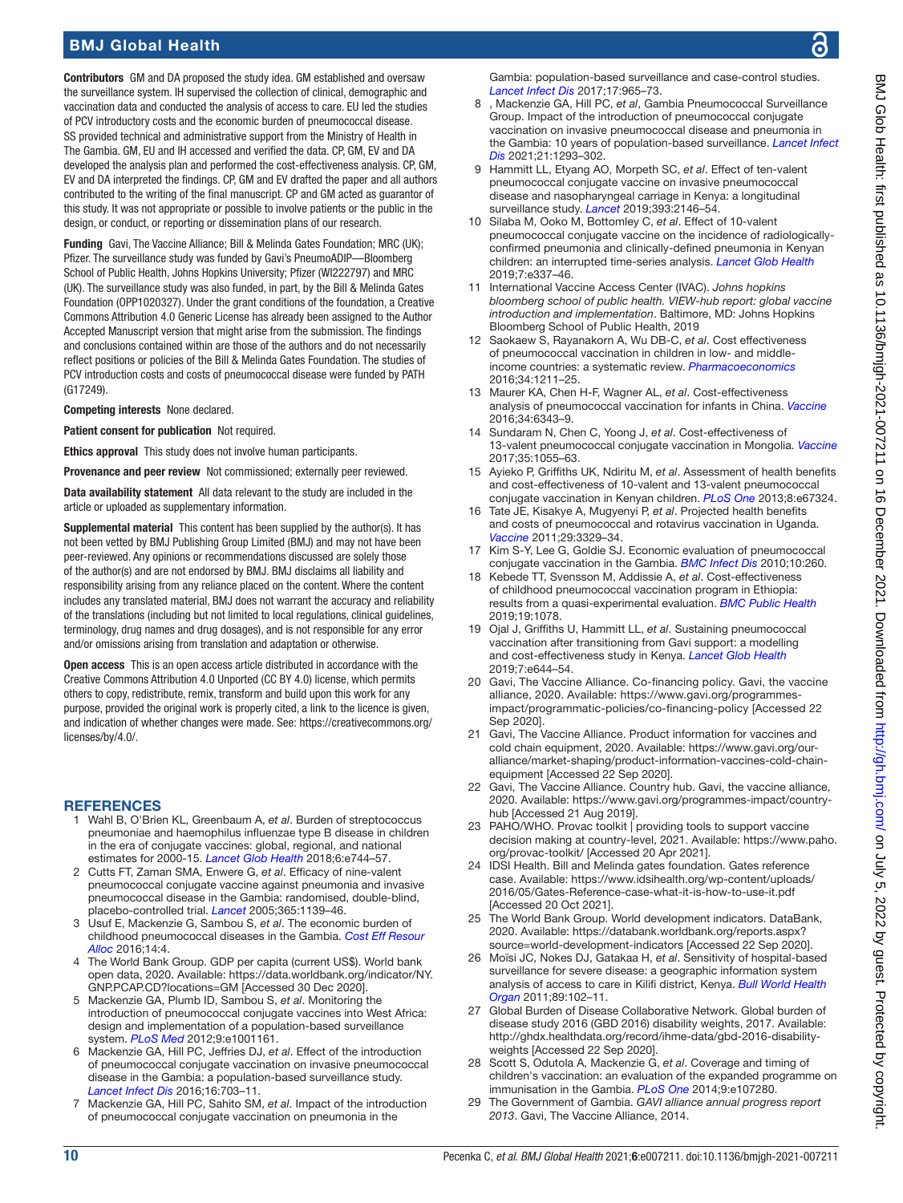**Contributors** GM and DA proposed the study idea. GM established and oversaw the surveillance system. IH supervised the collection of clinical, demographic and vaccination data and conducted the analysis of access to care. EU led the studies of PCV introductory costs and the economic burden of pneumococcal disease. SS provided technical and administrative support from the Ministry of Health in The Gambia. GM, EU and IH accessed and verified the data. CP, GM, EV and DA developed the analysis plan and performed the cost-effectiveness analysis. CP, GM, EV and DA interpreted the findings. CP, GM and EV drafted the paper and all authors contributed to the writing of the final manuscript. CP and GM acted as guarantor of this study. It was not appropriate or possible to involve patients or the public in the design, or conduct, or reporting or dissemination plans of our research.

**Funding** Gavi, The Vaccine Alliance; Bill & Melinda Gates Foundation; MRC (UK); Pfizer. The surveillance study was funded by Gavi's PneumoADIP—Bloomberg School of Public Health, Johns Hopkins University; Pfizer (WI222797) and MRC (UK). The surveillance study was also funded, in part, by the Bill & Melinda Gates Foundation (OPP1020327). Under the grant conditions of the foundation, a Creative Commons Attribution 4.0 Generic License has already been assigned to the Author Accepted Manuscript version that might arise from the submission. The findings and conclusions contained within are those of the authors and do not necessarily reflect positions or policies of the Bill & Melinda Gates Foundation. The studies of PCV introduction costs and costs of pneumococcal disease were funded by PATH (G17249).

**Competing interests** None declared.

**Patient consent for publication** Not required.

**Ethics approval** This study does not involve human participants.

**Provenance and peer review** Not commissioned; externally peer reviewed.

**Data availability statement** All data relevant to the study are included in the article or uploaded as supplementary information.

**Supplemental material** This content has been supplied by the author(s). It has not been vetted by BMJ Publishing Group Limited (BMJ) and may not have been peer-reviewed. Any opinions or recommendations discussed are solely those of the author(s) and are not endorsed by BMJ. BMJ disclaims all liability and responsibility arising from any reliance placed on the content. Where the content includes any translated material, BMJ does not warrant the accuracy and reliability of the translations (including but not limited to local regulations, clinical guidelines, terminology, drug names and drug dosages), and is not responsible for any error and/or omissions arising from translation and adaptation or otherwise.

**Open access** This is an open access article distributed in accordance with the Creative Commons Attribution 4.0 Unported (CC BY 4.0) license, which permits others to copy, redistribute, remix, transform and build upon this work for any purpose, provided the original work is properly cited, a link to the licence is given, and indication of whether changes were made. See: https://creativecommons.org/licenses/by/4.0/.

## REFERENCES

1. Wahl B, O'Brien KL, Greenbaum A, *et al*. Burden of streptococcus pneumoniae and haemophilus influenzae type B disease in children in the era of conjugate vaccines: global, regional, and national estimates for 2000-15. *Lancet Glob Health* 2018;6:e744–57.
2. Cutts FT, Zaman SMA, Enwere G, *et al*. Efficacy of nine-valent pneumococcal conjugate vaccine against pneumonia and invasive pneumococcal disease in the Gambia: randomised, double-blind, placebo-controlled trial. *Lancet* 2005;365:1139–46.
3. Usuf E, Mackenzie G, Sambou S, *et al*. The economic burden of childhood pneumococcal diseases in the Gambia. *Cost Eff Resour Alloc* 2016;14:4.
4. The World Bank Group. GDP per capita (current US$). World bank open data, 2020. Available: https://data.worldbank.org/indicator/NY.GNP.PCAP.CD?locations=GM [Accessed 30 Dec 2020].
5. Mackenzie GA, Plumb ID, Sambou S, *et al*. Monitoring the introduction of pneumococcal conjugate vaccines into West Africa: design and implementation of a population-based surveillance system. *PLoS Med* 2012;9:e1001161.
6. Mackenzie GA, Hill PC, Jeffries DJ, *et al*. Effect of the introduction of pneumococcal conjugate vaccination on invasive pneumococcal disease in the Gambia: a population-based surveillance study. *Lancet Infect Dis* 2016;16:703–11.
7. Mackenzie GA, Hill PC, Sahito SM, *et al*. Impact of the introduction of pneumococcal conjugate vaccination on pneumonia in the Gambia: population-based surveillance and case-control studies. *Lancet Infect Dis* 2017;17:965–73.
8. , Mackenzie GA, Hill PC, *et al*, Gambia Pneumococcal Surveillance Group. Impact of the introduction of pneumococcal conjugate vaccination on invasive pneumococcal disease and pneumonia in the Gambia: 10 years of population-based surveillance. *Lancet Infect Dis* 2021;21:1293–302.
9. Hammitt LL, Etyang AO, Morpeth SC, *et al*. Effect of ten-valent pneumococcal conjugate vaccine on invasive pneumococcal disease and nasopharyngeal carriage in Kenya: a longitudinal surveillance study. *Lancet* 2019;393:2146–54.
10. Silaba M, Ooko M, Bottomley C, *et al*. Effect of 10-valent pneumococcal conjugate vaccine on the incidence of radiologically-confirmed pneumonia and clinically-defined pneumonia in Kenyan children: an interrupted time-series analysis. *Lancet Glob Health* 2019;7:e337–46.
11. International Vaccine Access Center (IVAC). *Johns hopkins bloomberg school of public health. VIEW-hub report: global vaccine introduction and implementation*. Baltimore, MD: Johns Hopkins Bloomberg School of Public Health, 2019
12. Saokaew S, Rayanakorn A, Wu DB-C, *et al*. Cost effectiveness of pneumococcal vaccination in children in low- and middle-income countries: a systematic review. *Pharmacoeconomics* 2016;34:1211–25.
13. Maurer KA, Chen H-F, Wagner AL, *et al*. Cost-effectiveness analysis of pneumococcal vaccination for infants in China. *Vaccine* 2016;34:6343–9.
14. Sundaram N, Chen C, Yoong J, *et al*. Cost-effectiveness of 13-valent pneumococcal conjugate vaccination in Mongolia. *Vaccine* 2017;35:1055–63.
15. Ayieko P, Griffiths UK, Ndiritu M, *et al*. Assessment of health benefits and cost-effectiveness of 10-valent and 13-valent pneumococcal conjugate vaccination in Kenyan children. *PLoS One* 2013;8:e67324.
16. Tate JE, Kisakye A, Mugyenyi P, *et al*. Projected health benefits and costs of pneumococcal and rotavirus vaccination in Uganda. *Vaccine* 2011;29:3329–34.
17. Kim S-Y, Lee G, Goldie SJ. Economic evaluation of pneumococcal conjugate vaccination in the Gambia. *BMC Infect Dis* 2010;10:260.
18. Kebede TT, Svensson M, Addissie A, *et al*. Cost-effectiveness of childhood pneumococcal vaccination program in Ethiopia: results from a quasi-experimental evaluation. *BMC Public Health* 2019;19:1078.
19. Ojal J, Griffiths U, Hammitt LL, *et al*. Sustaining pneumococcal vaccination after transitioning from Gavi support: a modelling and cost-effectiveness study in Kenya. *Lancet Glob Health* 2019;7:e644–54.
20. Gavi, The Vaccine Alliance. Co-financing policy. Gavi, the vaccine alliance, 2020. Available: https://www.gavi.org/programmes-impact/programmatic-policies/co-financing-policy [Accessed 22 Sep 2020].
21. Gavi, The Vaccine Alliance. Product information for vaccines and cold chain equipment, 2020. Available: https://www.gavi.org/our-alliance/market-shaping/product-information-vaccines-cold-chain-equipment [Accessed 22 Sep 2020].
22. Gavi, The Vaccine Alliance. Country hub. Gavi, the vaccine alliance, 2020. Available: https://www.gavi.org/programmes-impact/country-hub [Accessed 21 Aug 2019].
23. PAHO/WHO. Provac toolkit | providing tools to support vaccine decision making at country-level, 2021. Available: https://www.paho.org/provac-toolkit/ [Accessed 20 Apr 2021].
24. IDSI Health. Bill and Melinda gates foundation. Gates reference case. Available: https://www.idsihealth.org/wp-content/uploads/2016/05/Gates-Reference-case-what-it-is-how-to-use-it.pdf [Accessed 20 Oct 2021].
25. The World Bank Group. World development indicators. DataBank, 2020. Available: https://databank.worldbank.org/reports.aspx?source=world-development-indicators [Accessed 22 Sep 2020].
26. Moïsi JC, Nokes DJ, Gatakaa H, *et al*. Sensitivity of hospital-based surveillance for severe disease: a geographic information system analysis of access to care in Kilifi district, Kenya. *Bull World Health Organ* 2011;89:102–11.
27. Global Burden of Disease Collaborative Network. Global burden of disease study 2016 (GBD 2016) disability weights, 2017. Available: http://ghdx.healthdata.org/record/ihme-data/gbd-2016-disability-weights [Accessed 22 Sep 2020].
28. Scott S, Odutola A, Mackenzie G, *et al*. Coverage and timing of children's vaccination: an evaluation of the expanded programme on immunisation in the Gambia. *PLoS One* 2014;9:e107280.
29. The Government of Gambia. *GAVI alliance annual progress report 2013*. Gavi, The Vaccine Alliance, 2014.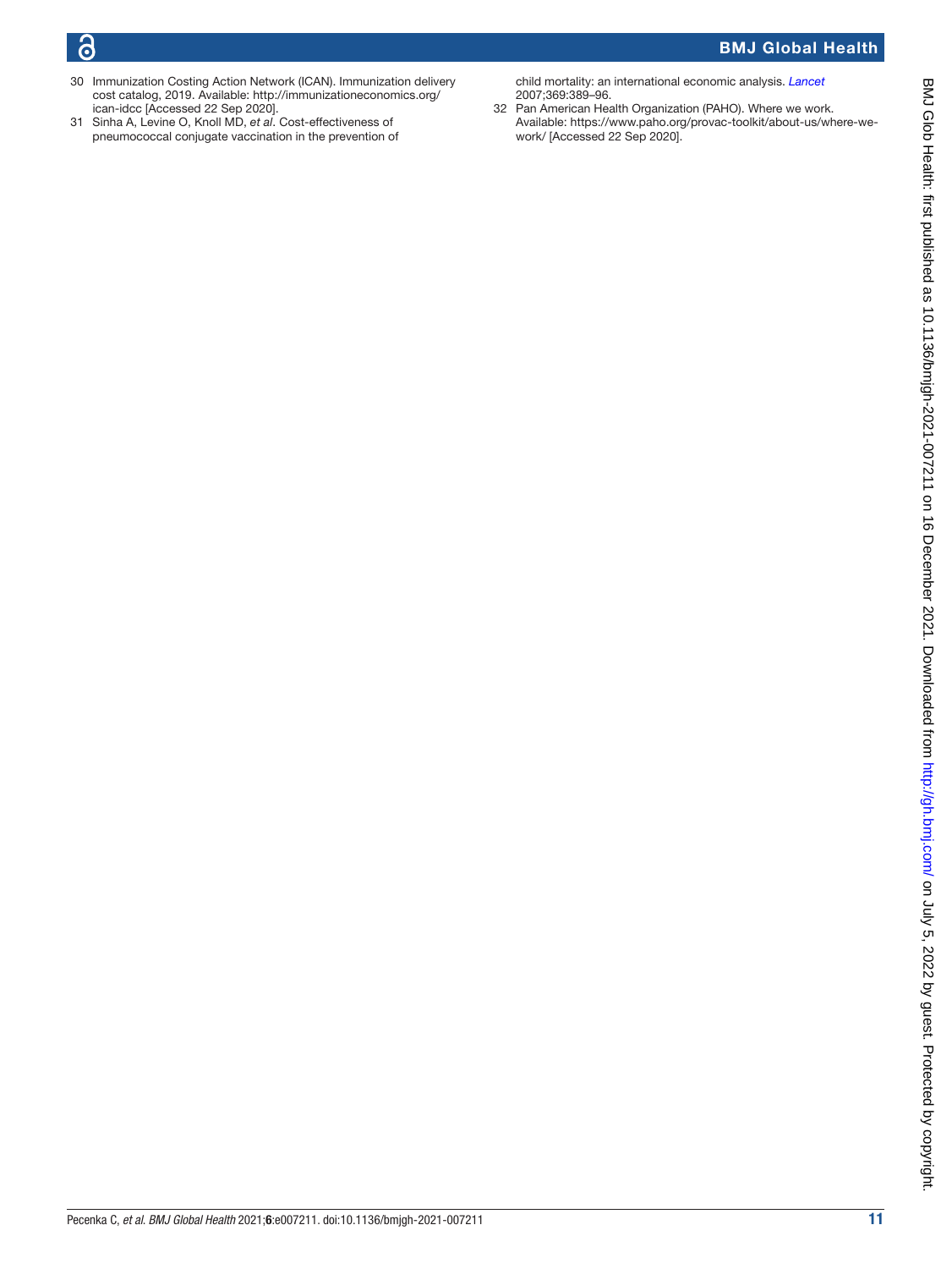30 Immunization Costing Action Network (ICAN). Immunization delivery cost catalog, 2019. Available: http://immunizationeconomics.org/ican-idcc [Accessed 22 Sep 2020].

31 Sinha A, Levine O, Knoll MD, *et al*. Cost-effectiveness of pneumococcal conjugate vaccination in the prevention of child mortality: an international economic analysis. *Lancet* 2007;369:389–96.

32 Pan American Health Organization (PAHO). Where we work. Available: https://www.paho.org/provac-toolkit/about-us/where-we-work/ [Accessed 22 Sep 2020].